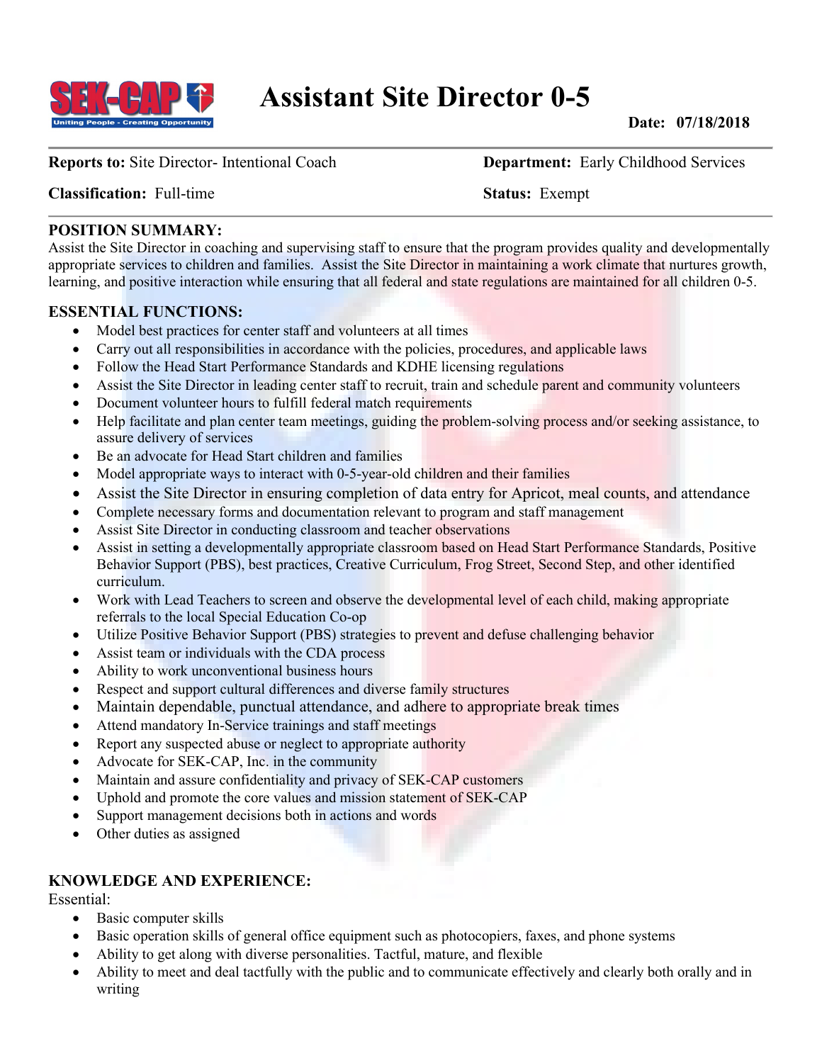# Assistant Site Director 0-5

**Date: 07/18/2018**

**Reports to:** Site Director- Intentional Coach | **Department:** Early Childhood Services

**Classification:** Full-time | **Status:** Exempt

## POSITION SUMMARY:

Assist the Site Director in coaching and supervising staff to ensure that the program provides quality and developmentally appropriate services to children and families. Assist the Site Director in maintaining a work climate that nurtures growth, learning, and positive interaction while ensuring that all federal and state regulations are maintained for all children 0-5.

## ESSENTIAL FUNCTIONS:

- Model best practices for center staff and volunteers at all times
- Carry out all responsibilities in accordance with the policies, procedures, and applicable laws
- Follow the Head Start Performance Standards and KDHE licensing regulations
- Assist the Site Director in leading center staff to recruit, train and schedule parent and community volunteers
- Document volunteer hours to fulfill federal match requirements
- Help facilitate and plan center team meetings, guiding the problem-solving process and/or seeking assistance, to assure delivery of services
- Be an advocate for Head Start children and families
- Model appropriate ways to interact with 0-5-year-old children and their families
- Assist the Site Director in ensuring completion of data entry for Apricot, meal counts, and attendance
- Complete necessary forms and documentation relevant to program and staff management
- Assist Site Director in conducting classroom and teacher observations
- Assist in setting a developmentally appropriate classroom based on Head Start Performance Standards, Positive Behavior Support (PBS), best practices, Creative Curriculum, Frog Street, Second Step, and other identified curriculum.
- Work with Lead Teachers to screen and observe the developmental level of each child, making appropriate referrals to the local Special Education Co-op
- Utilize Positive Behavior Support (PBS) strategies to prevent and defuse challenging behavior
- Assist team or individuals with the CDA process
- Ability to work unconventional business hours
- Respect and support cultural differences and diverse family structures
- Maintain dependable, punctual attendance, and adhere to appropriate break times
- Attend mandatory In-Service trainings and staff meetings
- Report any suspected abuse or neglect to appropriate authority
- Advocate for SEK-CAP, Inc. in the community
- Maintain and assure confidentiality and privacy of SEK-CAP customers
- Uphold and promote the core values and mission statement of SEK-CAP
- Support management decisions both in actions and words
- Other duties as assigned

## KNOWLEDGE AND EXPERIENCE:

Essential:

- Basic computer skills
- Basic operation skills of general office equipment such as photocopiers, faxes, and phone systems
- Ability to get along with diverse personalities. Tactful, mature, and flexible
- Ability to meet and deal tactfully with the public and to communicate effectively and clearly both orally and in writing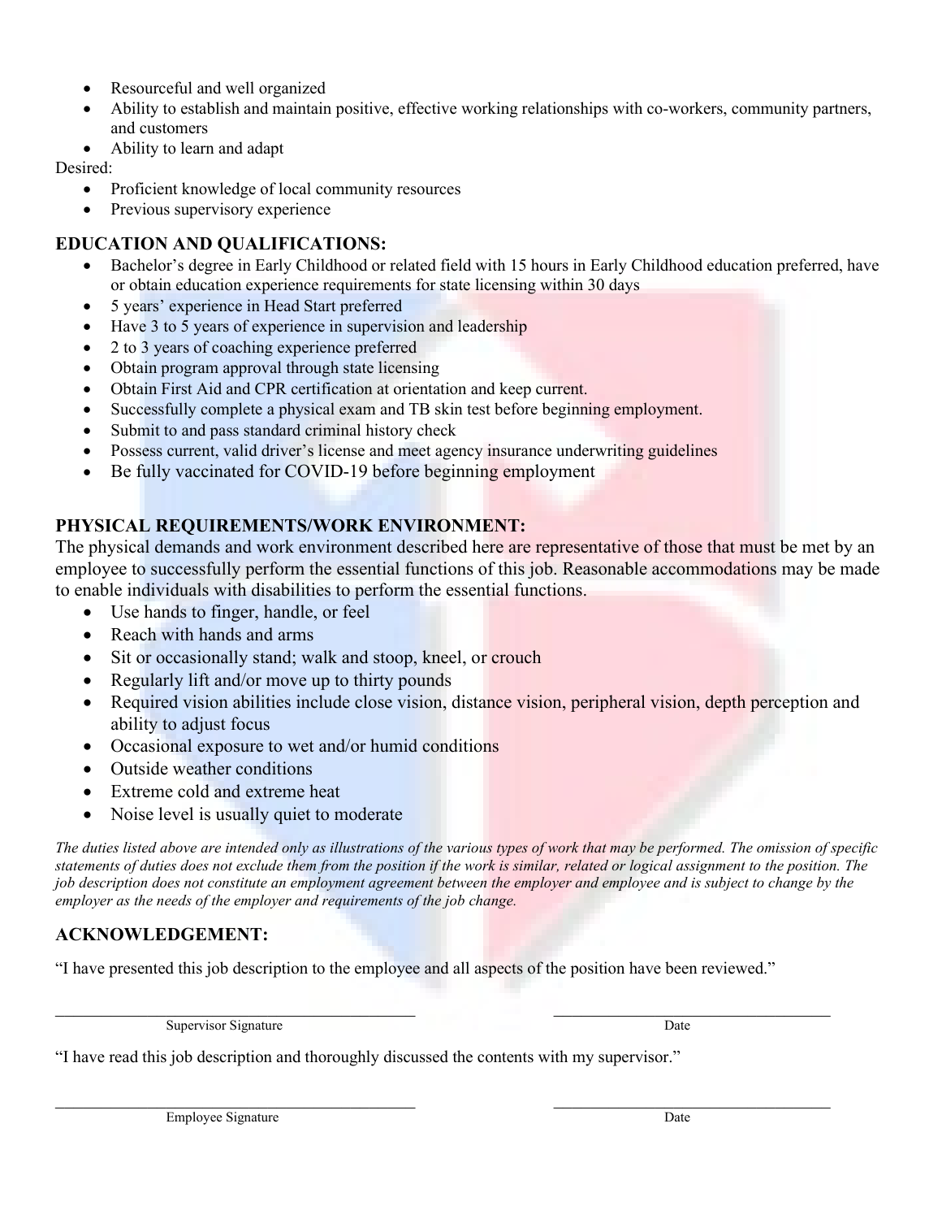- Resourceful and well organized
- Ability to establish and maintain positive, effective working relationships with co-workers, community partners, and customers
- Ability to learn and adapt

Desired:

- Proficient knowledge of local community resources
- Previous supervisory experience

## EDUCATION AND QUALIFICATIONS:

- Bachelor's degree in Early Childhood or related field with 15 hours in Early Childhood education preferred, have or obtain education experience requirements for state licensing within 30 days
- 5 years' experience in Head Start preferred
- Have 3 to 5 years of experience in supervision and leadership
- 2 to 3 years of coaching experience preferred
- Obtain program approval through state licensing
- Obtain First Aid and CPR certification at orientation and keep current.
- Successfully complete a physical exam and TB skin test before beginning employment.
- Submit to and pass standard criminal history check
- Possess current, valid driver's license and meet agency insurance underwriting guidelines
- Be fully vaccinated for COVID-19 before beginning employment

## PHYSICAL REQUIREMENTS/WORK ENVIRONMENT:

The physical demands and work environment described here are representative of those that must be met by an employee to successfully perform the essential functions of this job. Reasonable accommodations may be made to enable individuals with disabilities to perform the essential functions.

- Use hands to finger, handle, or feel
- Reach with hands and arms
- Sit or occasionally stand; walk and stoop, kneel, or crouch
- Regularly lift and/or move up to thirty pounds
- Required vision abilities include close vision, distance vision, peripheral vision, depth perception and ability to adjust focus
- Occasional exposure to wet and/or humid conditions
- Outside weather conditions
- Extreme cold and extreme heat
- Noise level is usually quiet to moderate

*The duties listed above are intended only as illustrations of the various types of work that may be performed. The omission of specific statements of duties does not exclude them from the position if the work is similar, related or logical assignment to the position. The job description does not constitute an employment agreement between the employer and employee and is subject to change by the employer as the needs of the employer and requirements of the job change.*

## ACKNOWLEDGEMENT:

"I have presented this job description to the employee and all aspects of the position have been reviewed."

\_\_\_\_\_\_\_\_\_\_\_\_\_\_\_\_\_\_\_\_\_\_\_\_\_\_\_\_\_\_\_\_\_\_\_\_\_\_\_\_ \_\_\_\_\_\_\_\_\_\_\_\_\_\_\_\_\_\_\_\_\_\_\_\_\_\_\_\_\_\_

Supervisor Signature Date

"I have read this job description and thoroughly discussed the contents with my supervisor."

\_\_\_\_\_\_\_\_\_\_\_\_\_\_\_\_\_\_\_\_\_\_\_\_\_\_\_\_\_\_\_\_\_\_\_\_\_\_\_\_ \_\_\_\_\_\_\_\_\_\_\_\_\_\_\_\_\_\_\_\_\_\_\_\_\_\_\_\_\_\_

Employee Signature Date